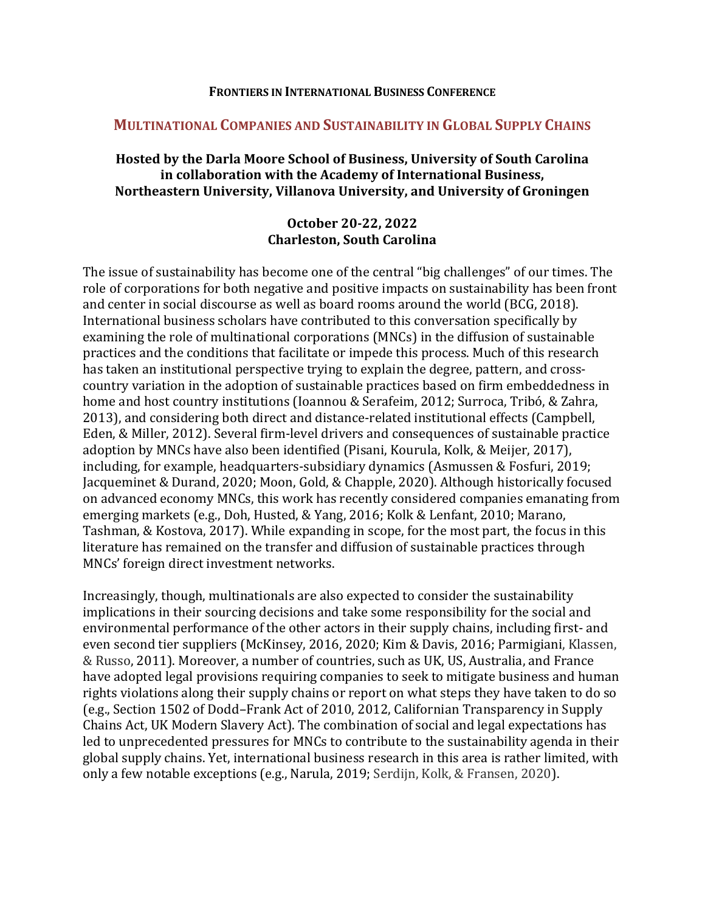**Frontiers in International Business Conference**

## Multinational Companies and Sustainability in Global Supply Chains

**Hosted by the Darla Moore School of Business, University of South Carolina in collaboration with the Academy of International Business, Northeastern University, Villanova University, and University of Groningen**

**October 20-22, 2022**
**Charleston, South Carolina**

The issue of sustainability has become one of the central "big challenges" of our times. The role of corporations for both negative and positive impacts on sustainability has been front and center in social discourse as well as board rooms around the world (BCG, 2018). International business scholars have contributed to this conversation specifically by examining the role of multinational corporations (MNCs) in the diffusion of sustainable practices and the conditions that facilitate or impede this process. Much of this research has taken an institutional perspective trying to explain the degree, pattern, and cross-country variation in the adoption of sustainable practices based on firm embeddedness in home and host country institutions (Ioannou & Serafeim, 2012; Surroca, Tribó, & Zahra, 2013), and considering both direct and distance-related institutional effects (Campbell, Eden, & Miller, 2012). Several firm-level drivers and consequences of sustainable practice adoption by MNCs have also been identified (Pisani, Kourula, Kolk, & Meijer, 2017), including, for example, headquarters-subsidiary dynamics (Asmussen & Fosfuri, 2019; Jacqueminet & Durand, 2020; Moon, Gold, & Chapple, 2020). Although historically focused on advanced economy MNCs, this work has recently considered companies emanating from emerging markets (e.g., Doh, Husted, & Yang, 2016; Kolk & Lenfant, 2010; Marano, Tashman, & Kostova, 2017). While expanding in scope, for the most part, the focus in this literature has remained on the transfer and diffusion of sustainable practices through MNCs' foreign direct investment networks.

Increasingly, though, multinationals are also expected to consider the sustainability implications in their sourcing decisions and take some responsibility for the social and environmental performance of the other actors in their supply chains, including first- and even second tier suppliers (McKinsey, 2016, 2020; Kim & Davis, 2016; Parmigiani, Klassen, & Russo, 2011). Moreover, a number of countries, such as UK, US, Australia, and France have adopted legal provisions requiring companies to seek to mitigate business and human rights violations along their supply chains or report on what steps they have taken to do so (e.g., Section 1502 of Dodd–Frank Act of 2010, 2012, Californian Transparency in Supply Chains Act, UK Modern Slavery Act). The combination of social and legal expectations has led to unprecedented pressures for MNCs to contribute to the sustainability agenda in their global supply chains. Yet, international business research in this area is rather limited, with only a few notable exceptions (e.g., Narula, 2019; Serdijn, Kolk, & Fransen, 2020).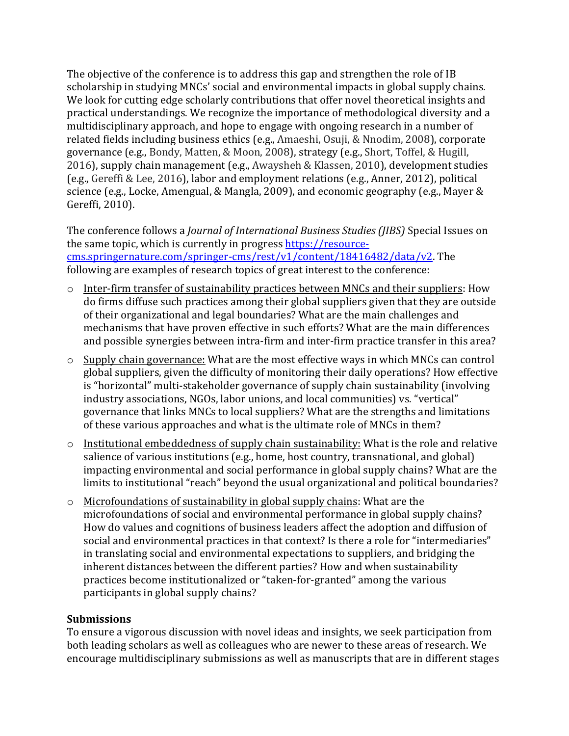The objective of the conference is to address this gap and strengthen the role of IB scholarship in studying MNCs' social and environmental impacts in global supply chains. We look for cutting edge scholarly contributions that offer novel theoretical insights and practical understandings. We recognize the importance of methodological diversity and a multidisciplinary approach, and hope to engage with ongoing research in a number of related fields including business ethics (e.g., Amaeshi, Osuji, & Nnodim, 2008), corporate governance (e.g., Bondy, Matten, & Moon, 2008), strategy (e.g., Short, Toffel, & Hugill, 2016), supply chain management (e.g., Awaysheh & Klassen, 2010), development studies (e.g., Gereffi & Lee, 2016), labor and employment relations (e.g., Anner, 2012), political science (e.g., Locke, Amengual, & Mangla, 2009), and economic geography (e.g., Mayer & Gereffi, 2010).

The conference follows a *Journal of International Business Studies (JIBS)* Special Issues on the same topic, which is currently in progress [https://resource-cms.springernature.com/springer-cms/rest/v1/content/18416482/data/v2](https://resource-cms.springernature.com/springer-cms/rest/v1/content/18416482/data/v2). The following are examples of research topics of great interest to the conference:

- Inter-firm transfer of sustainability practices between MNCs and their suppliers: How do firms diffuse such practices among their global suppliers given that they are outside of their organizational and legal boundaries? What are the main challenges and mechanisms that have proven effective in such efforts? What are the main differences and possible synergies between intra-firm and inter-firm practice transfer in this area?
- Supply chain governance: What are the most effective ways in which MNCs can control global suppliers, given the difficulty of monitoring their daily operations? How effective is "horizontal" multi-stakeholder governance of supply chain sustainability (involving industry associations, NGOs, labor unions, and local communities) vs. "vertical" governance that links MNCs to local suppliers? What are the strengths and limitations of these various approaches and what is the ultimate role of MNCs in them?
- Institutional embeddedness of supply chain sustainability: What is the role and relative salience of various institutions (e.g., home, host country, transnational, and global) impacting environmental and social performance in global supply chains? What are the limits to institutional "reach" beyond the usual organizational and political boundaries?
- Microfoundations of sustainability in global supply chains: What are the microfoundations of social and environmental performance in global supply chains? How do values and cognitions of business leaders affect the adoption and diffusion of social and environmental practices in that context? Is there a role for "intermediaries" in translating social and environmental expectations to suppliers, and bridging the inherent distances between the different parties? How and when sustainability practices become institutionalized or "taken-for-granted" among the various participants in global supply chains?

**Submissions**

To ensure a vigorous discussion with novel ideas and insights, we seek participation from both leading scholars as well as colleagues who are newer to these areas of research. We encourage multidisciplinary submissions as well as manuscripts that are in different stages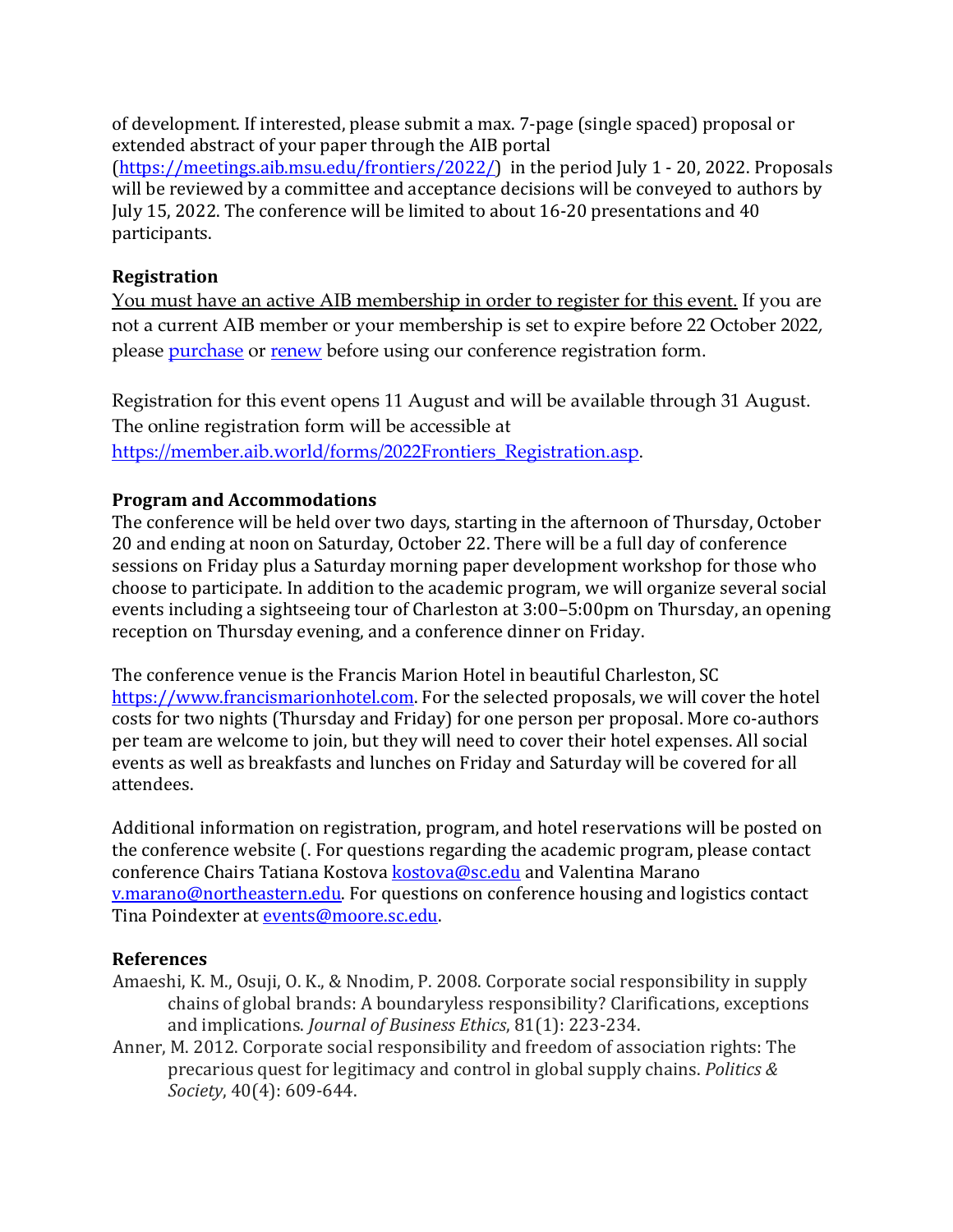of development. If interested, please submit a max. 7-page (single spaced) proposal or extended abstract of your paper through the AIB portal (https://meetings.aib.msu.edu/frontiers/2022/) in the period July 1 - 20, 2022. Proposals will be reviewed by a committee and acceptance decisions will be conveyed to authors by July 15, 2022. The conference will be limited to about 16-20 presentations and 40 participants.

**Registration**

You must have an active AIB membership in order to register for this event. If you are not a current AIB member or your membership is set to expire before 22 October 2022, please purchase or renew before using our conference registration form.

Registration for this event opens 11 August and will be available through 31 August. The online registration form will be accessible at https://member.aib.world/forms/2022Frontiers_Registration.asp.

**Program and Accommodations**

The conference will be held over two days, starting in the afternoon of Thursday, October 20 and ending at noon on Saturday, October 22. There will be a full day of conference sessions on Friday plus a Saturday morning paper development workshop for those who choose to participate. In addition to the academic program, we will organize several social events including a sightseeing tour of Charleston at 3:00–5:00pm on Thursday, an opening reception on Thursday evening, and a conference dinner on Friday.

The conference venue is the Francis Marion Hotel in beautiful Charleston, SC https://www.francismarionhotel.com. For the selected proposals, we will cover the hotel costs for two nights (Thursday and Friday) for one person per proposal. More co-authors per team are welcome to join, but they will need to cover their hotel expenses. All social events as well as breakfasts and lunches on Friday and Saturday will be covered for all attendees.

Additional information on registration, program, and hotel reservations will be posted on the conference website (. For questions regarding the academic program, please contact conference Chairs Tatiana Kostova kostova@sc.edu and Valentina Marano v.marano@northeastern.edu. For questions on conference housing and logistics contact Tina Poindexter at events@moore.sc.edu.

**References**

Amaeshi, K. M., Osuji, O. K., & Nnodim, P. 2008. Corporate social responsibility in supply chains of global brands: A boundaryless responsibility? Clarifications, exceptions and implications. *Journal of Business Ethics*, 81(1): 223-234.

Anner, M. 2012. Corporate social responsibility and freedom of association rights: The precarious quest for legitimacy and control in global supply chains. *Politics & Society*, 40(4): 609-644.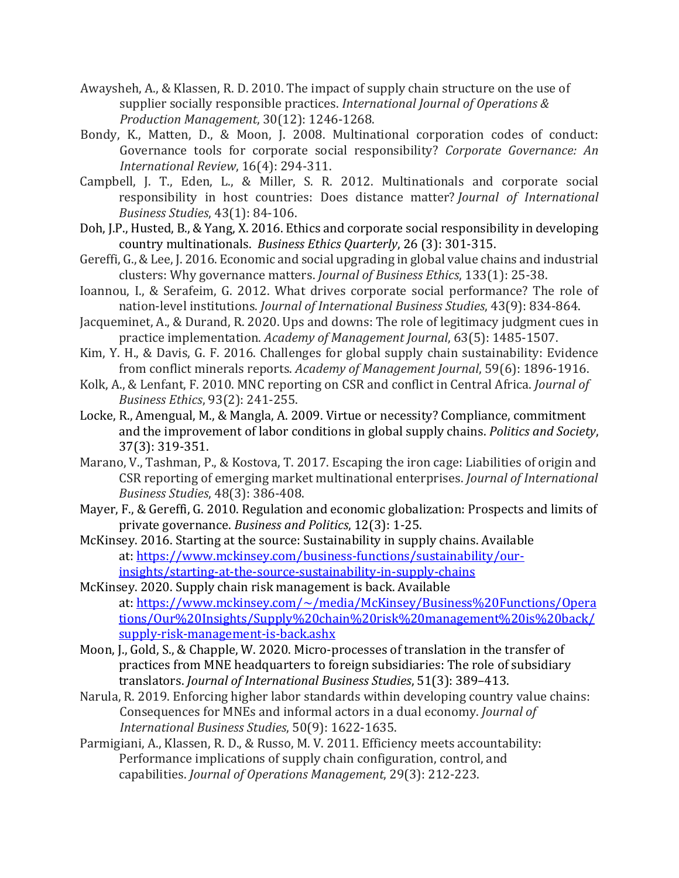Awaysheh, A., & Klassen, R. D. 2010. The impact of supply chain structure on the use of supplier socially responsible practices. *International Journal of Operations & Production Management*, 30(12): 1246-1268.

Bondy, K., Matten, D., & Moon, J. 2008. Multinational corporation codes of conduct: Governance tools for corporate social responsibility? *Corporate Governance: An International Review*, 16(4): 294-311.

Campbell, J. T., Eden, L., & Miller, S. R. 2012. Multinationals and corporate social responsibility in host countries: Does distance matter? *Journal of International Business Studies*, 43(1): 84-106.

Doh, J.P., Husted, B., & Yang, X. 2016. Ethics and corporate social responsibility in developing country multinationals. *Business Ethics Quarterly*, 26 (3): 301-315.

Gereffi, G., & Lee, J. 2016. Economic and social upgrading in global value chains and industrial clusters: Why governance matters. *Journal of Business Ethics*, 133(1): 25-38.

Ioannou, I., & Serafeim, G. 2012. What drives corporate social performance? The role of nation-level institutions. *Journal of International Business Studies*, 43(9): 834-864.

Jacqueminet, A., & Durand, R. 2020. Ups and downs: The role of legitimacy judgment cues in practice implementation. *Academy of Management Journal*, 63(5): 1485-1507.

Kim, Y. H., & Davis, G. F. 2016. Challenges for global supply chain sustainability: Evidence from conflict minerals reports. *Academy of Management Journal*, 59(6): 1896-1916.

Kolk, A., & Lenfant, F. 2010. MNC reporting on CSR and conflict in Central Africa. *Journal of Business Ethics*, 93(2): 241-255.

Locke, R., Amengual, M., & Mangla, A. 2009. Virtue or necessity? Compliance, commitment and the improvement of labor conditions in global supply chains. *Politics and Society*, 37(3): 319-351.

Marano, V., Tashman, P., & Kostova, T. 2017. Escaping the iron cage: Liabilities of origin and CSR reporting of emerging market multinational enterprises. *Journal of International Business Studies*, 48(3): 386-408.

Mayer, F., & Gereffi, G. 2010. Regulation and economic globalization: Prospects and limits of private governance. *Business and Politics*, 12(3): 1-25.

McKinsey. 2016. Starting at the source: Sustainability in supply chains. Available at: [https://www.mckinsey.com/business-functions/sustainability/our-insights/starting-at-the-source-sustainability-in-supply-chains](https://www.mckinsey.com/business-functions/sustainability/our-insights/starting-at-the-source-sustainability-in-supply-chains)

McKinsey. 2020. Supply chain risk management is back. Available at: [https://www.mckinsey.com/~/media/McKinsey/Business%20Functions/Operations/Our%20Insights/Supply%20chain%20risk%20management%20is%20back/supply-risk-management-is-back.ashx](https://www.mckinsey.com/~/media/McKinsey/Business%20Functions/Operations/Our%20Insights/Supply%20chain%20risk%20management%20is%20back/supply-risk-management-is-back.ashx)

Moon, J., Gold, S., & Chapple, W. 2020. Micro-processes of translation in the transfer of practices from MNE headquarters to foreign subsidiaries: The role of subsidiary translators. *Journal of International Business Studies*, 51(3): 389–413.

Narula, R. 2019. Enforcing higher labor standards within developing country value chains: Consequences for MNEs and informal actors in a dual economy. *Journal of International Business Studies*, 50(9): 1622-1635.

Parmigiani, A., Klassen, R. D., & Russo, M. V. 2011. Efficiency meets accountability: Performance implications of supply chain configuration, control, and capabilities. *Journal of Operations Management*, 29(3): 212-223.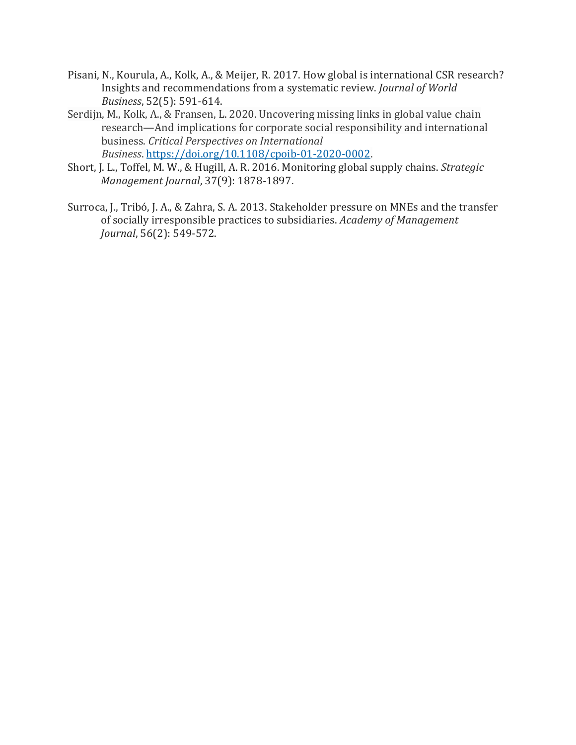Pisani, N., Kourula, A., Kolk, A., & Meijer, R. 2017. How global is international CSR research? Insights and recommendations from a systematic review. *Journal of World Business*, 52(5): 591-614.

Serdijn, M., Kolk, A., & Fransen, L. 2020. Uncovering missing links in global value chain research—And implications for corporate social responsibility and international business. *Critical Perspectives on International Business*. https://doi.org/10.1108/cpoib-01-2020-0002.

Short, J. L., Toffel, M. W., & Hugill, A. R. 2016. Monitoring global supply chains. *Strategic Management Journal*, 37(9): 1878-1897.

Surroca, J., Tribó, J. A., & Zahra, S. A. 2013. Stakeholder pressure on MNEs and the transfer of socially irresponsible practices to subsidiaries. *Academy of Management Journal*, 56(2): 549-572.